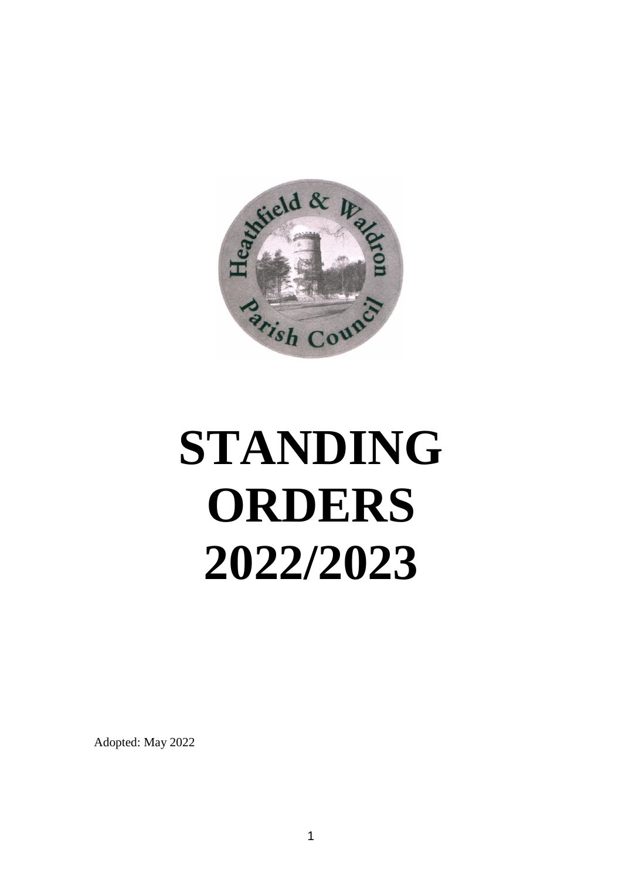# STANDING ORDERS 2022/2023

Adopted: May 2022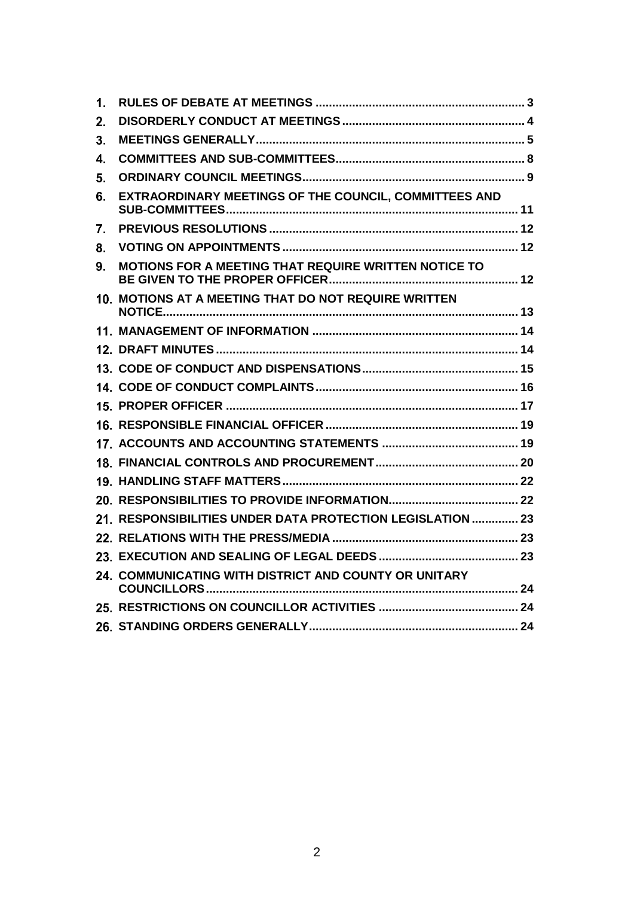1. **RULES OF DEBATE AT MEETINGS** .............................................................. 3
2. **DISORDERLY CONDUCT AT MEETINGS** ...................................................... 4
3. **MEETINGS GENERALLY** ................................................................................ 5
4. **COMMITTEES AND SUB-COMMITTEES** ........................................................ 8
5. **ORDINARY COUNCIL MEETINGS** .................................................................. 9
6. **EXTRAORDINARY MEETINGS OF THE COUNCIL, COMMITTEES AND SUB-COMMITTEES** ...................................................................................... 11
7. **PREVIOUS RESOLUTIONS** .......................................................................... 12
8. **VOTING ON APPOINTMENTS** ...................................................................... 12
9. **MOTIONS FOR A MEETING THAT REQUIRE WRITTEN NOTICE TO BE GIVEN TO THE PROPER OFFICER** ........................................................ 12
10. **MOTIONS AT A MEETING THAT DO NOT REQUIRE WRITTEN NOTICE** ......................................................................................................... 13
11. **MANAGEMENT OF INFORMATION** ............................................................. 14
12. **DRAFT MINUTES** .......................................................................................... 14
13. **CODE OF CONDUCT AND DISPENSATIONS** .............................................. 15
14. **CODE OF CONDUCT COMPLAINTS** ............................................................ 16
15. **PROPER OFFICER** ....................................................................................... 17
16. **RESPONSIBLE FINANCIAL OFFICER** .......................................................... 19
17. **ACCOUNTS AND ACCOUNTING STATEMENTS** ......................................... 19
18. **FINANCIAL CONTROLS AND PROCUREMENT** ........................................... 20
19. **HANDLING STAFF MATTERS** ....................................................................... 22
20. **RESPONSIBILITIES TO PROVIDE INFORMATION** ....................................... 22
21. **RESPONSIBILITIES UNDER DATA PROTECTION LEGISLATION** .............. 23
22. **RELATIONS WITH THE PRESS/MEDIA** ........................................................ 23
23. **EXECUTION AND SEALING OF LEGAL DEEDS** .......................................... 23
24. **COMMUNICATING WITH DISTRICT AND COUNTY OR UNITARY COUNCILLORS** ............................................................................................. 24
25. **RESTRICTIONS ON COUNCILLOR ACTIVITIES** .......................................... 24
26. **STANDING ORDERS GENERALLY** ............................................................... 24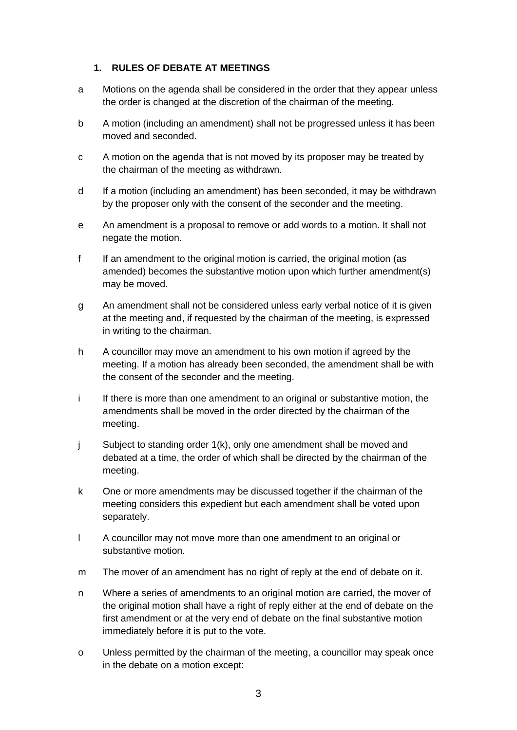## 1. RULES OF DEBATE AT MEETINGS

a Motions on the agenda shall be considered in the order that they appear unless the order is changed at the discretion of the chairman of the meeting.

b A motion (including an amendment) shall not be progressed unless it has been moved and seconded.

c A motion on the agenda that is not moved by its proposer may be treated by the chairman of the meeting as withdrawn.

d If a motion (including an amendment) has been seconded, it may be withdrawn by the proposer only with the consent of the seconder and the meeting.

e An amendment is a proposal to remove or add words to a motion. It shall not negate the motion.

f If an amendment to the original motion is carried, the original motion (as amended) becomes the substantive motion upon which further amendment(s) may be moved.

g An amendment shall not be considered unless early verbal notice of it is given at the meeting and, if requested by the chairman of the meeting, is expressed in writing to the chairman.

h A councillor may move an amendment to his own motion if agreed by the meeting. If a motion has already been seconded, the amendment shall be with the consent of the seconder and the meeting.

i If there is more than one amendment to an original or substantive motion, the amendments shall be moved in the order directed by the chairman of the meeting.

j Subject to standing order 1(k), only one amendment shall be moved and debated at a time, the order of which shall be directed by the chairman of the meeting.

k One or more amendments may be discussed together if the chairman of the meeting considers this expedient but each amendment shall be voted upon separately.

l A councillor may not move more than one amendment to an original or substantive motion.

m The mover of an amendment has no right of reply at the end of debate on it.

n Where a series of amendments to an original motion are carried, the mover of the original motion shall have a right of reply either at the end of debate on the first amendment or at the very end of debate on the final substantive motion immediately before it is put to the vote.

o Unless permitted by the chairman of the meeting, a councillor may speak once in the debate on a motion except: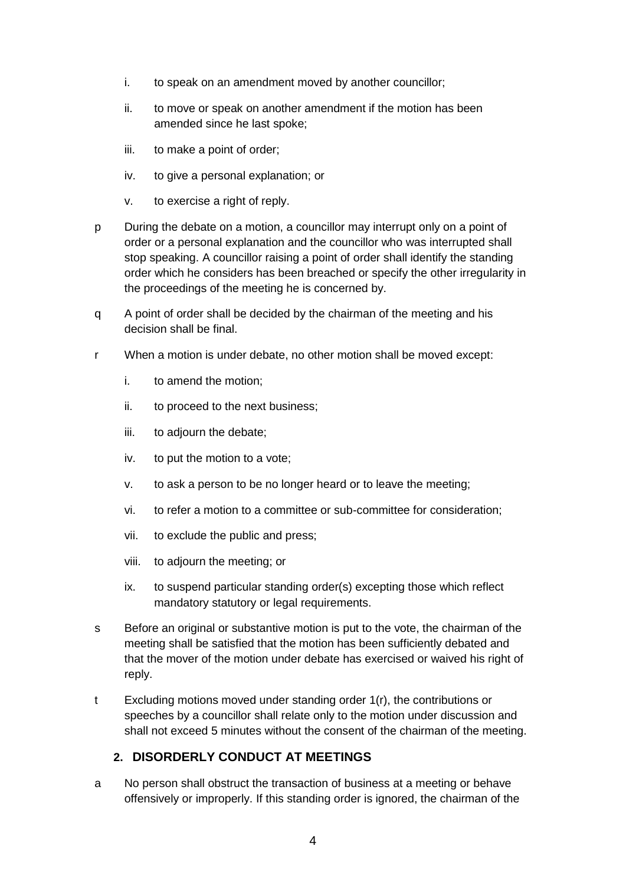i. to speak on an amendment moved by another councillor;

ii. to move or speak on another amendment if the motion has been amended since he last spoke;

iii. to make a point of order;

iv. to give a personal explanation; or

v. to exercise a right of reply.

p During the debate on a motion, a councillor may interrupt only on a point of order or a personal explanation and the councillor who was interrupted shall stop speaking. A councillor raising a point of order shall identify the standing order which he considers has been breached or specify the other irregularity in the proceedings of the meeting he is concerned by.

q A point of order shall be decided by the chairman of the meeting and his decision shall be final.

r When a motion is under debate, no other motion shall be moved except:

i. to amend the motion;

ii. to proceed to the next business;

iii. to adjourn the debate;

iv. to put the motion to a vote;

v. to ask a person to be no longer heard or to leave the meeting;

vi. to refer a motion to a committee or sub-committee for consideration;

vii. to exclude the public and press;

viii. to adjourn the meeting; or

ix. to suspend particular standing order(s) excepting those which reflect mandatory statutory or legal requirements.

s Before an original or substantive motion is put to the vote, the chairman of the meeting shall be satisfied that the motion has been sufficiently debated and that the mover of the motion under debate has exercised or waived his right of reply.

t Excluding motions moved under standing order 1(r), the contributions or speeches by a councillor shall relate only to the motion under discussion and shall not exceed 5 minutes without the consent of the chairman of the meeting.

## 2. DISORDERLY CONDUCT AT MEETINGS

a No person shall obstruct the transaction of business at a meeting or behave offensively or improperly. If this standing order is ignored, the chairman of the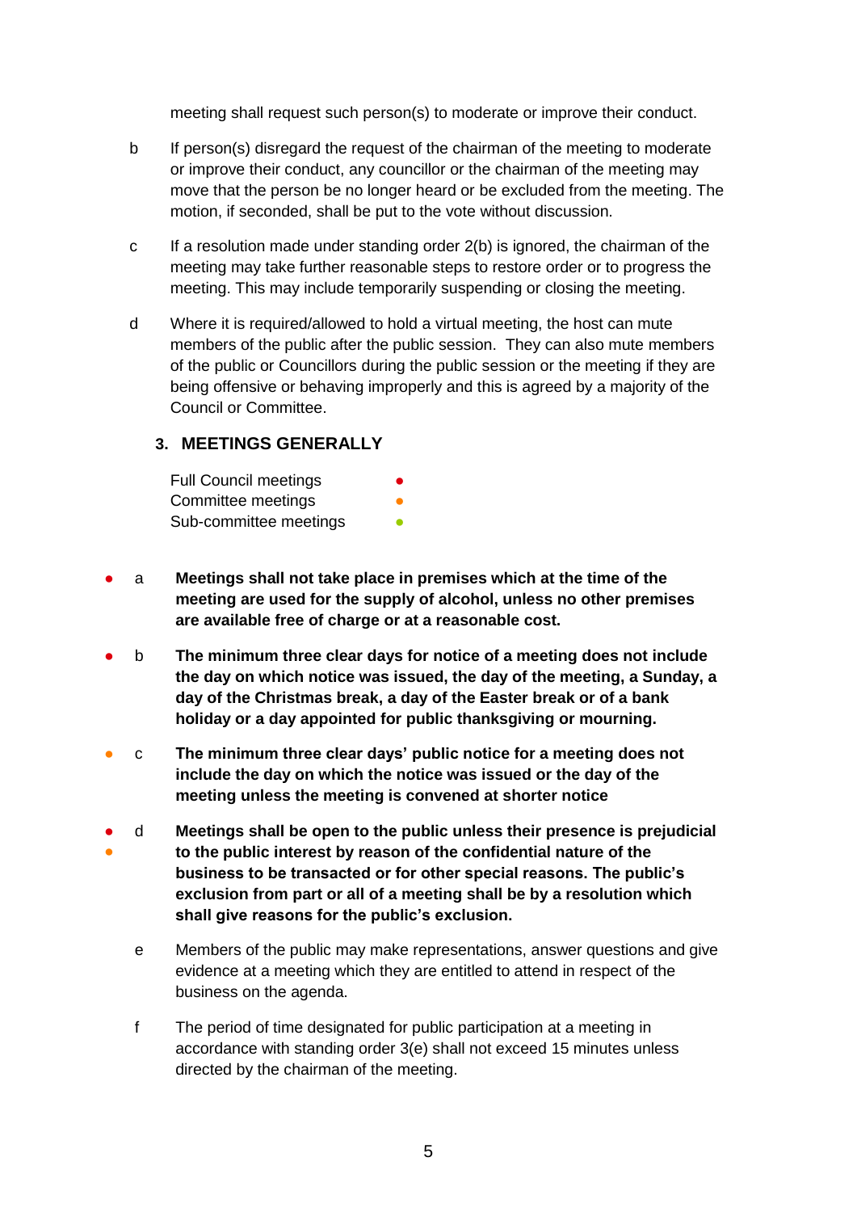meeting shall request such person(s) to moderate or improve their conduct.

b If person(s) disregard the request of the chairman of the meeting to moderate or improve their conduct, any councillor or the chairman of the meeting may move that the person be no longer heard or be excluded from the meeting. The motion, if seconded, shall be put to the vote without discussion.

c If a resolution made under standing order 2(b) is ignored, the chairman of the meeting may take further reasonable steps to restore order or to progress the meeting. This may include temporarily suspending or closing the meeting.

d Where it is required/allowed to hold a virtual meeting, the host can mute members of the public after the public session. They can also mute members of the public or Councillors during the public session or the meeting if they are being offensive or behaving improperly and this is agreed by a majority of the Council or Committee.

## 3. MEETINGS GENERALLY

Full Council meetings ●
Committee meetings ●
Sub-committee meetings ●

● a **Meetings shall not take place in premises which at the time of the meeting are used for the supply of alcohol, unless no other premises are available free of charge or at a reasonable cost.**

● b **The minimum three clear days for notice of a meeting does not include the day on which notice was issued, the day of the meeting, a Sunday, a day of the Christmas break, a day of the Easter break or of a bank holiday or a day appointed for public thanksgiving or mourning.**

● c **The minimum three clear days' public notice for a meeting does not include the day on which the notice was issued or the day of the meeting unless the meeting is convened at shorter notice**

● ● d **Meetings shall be open to the public unless their presence is prejudicial to the public interest by reason of the confidential nature of the business to be transacted or for other special reasons. The public's exclusion from part or all of a meeting shall be by a resolution which shall give reasons for the public's exclusion.**

e Members of the public may make representations, answer questions and give evidence at a meeting which they are entitled to attend in respect of the business on the agenda.

f The period of time designated for public participation at a meeting in accordance with standing order 3(e) shall not exceed 15 minutes unless directed by the chairman of the meeting.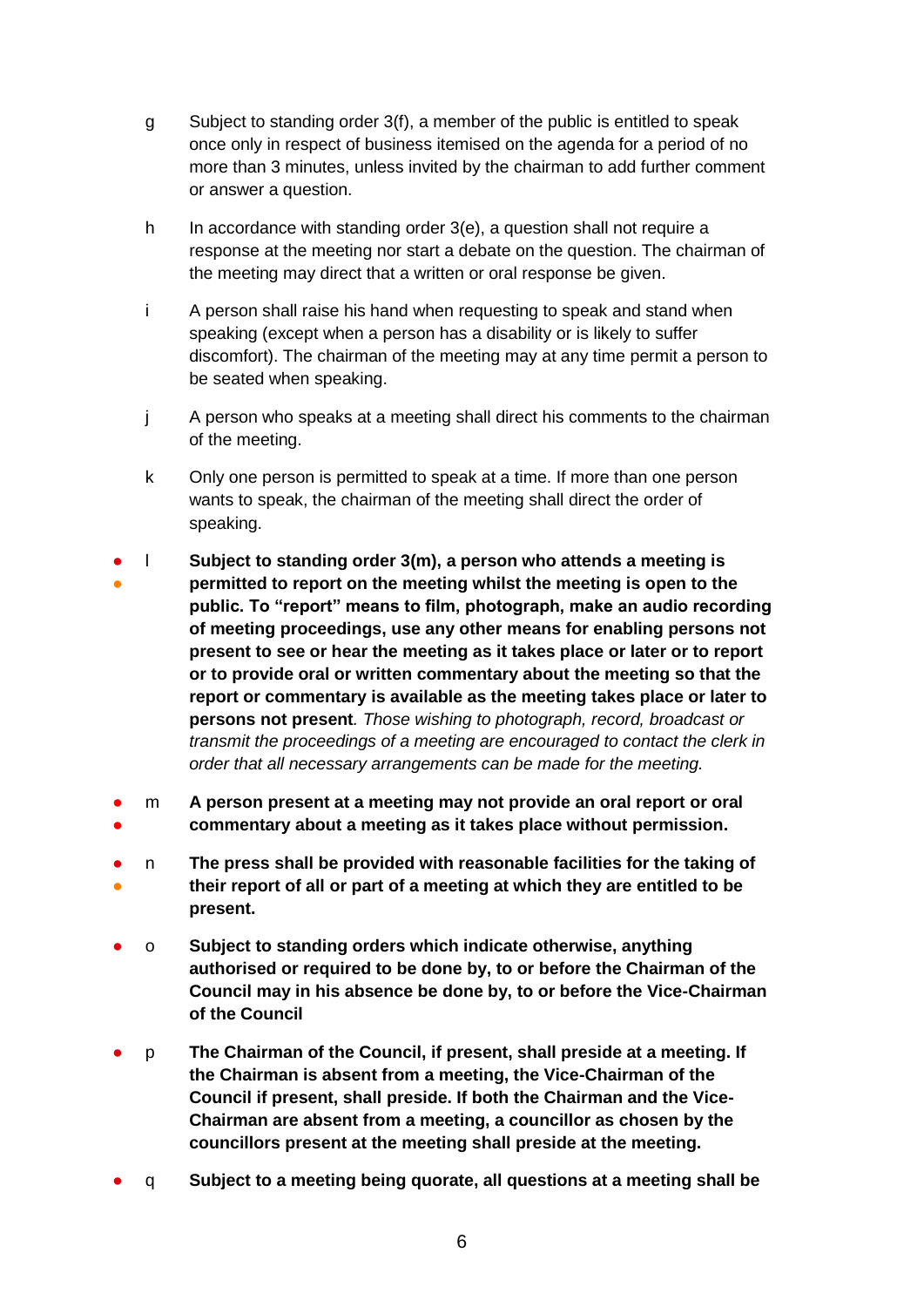g Subject to standing order 3(f), a member of the public is entitled to speak once only in respect of business itemised on the agenda for a period of no more than 3 minutes, unless invited by the chairman to add further comment or answer a question.

h In accordance with standing order 3(e), a question shall not require a response at the meeting nor start a debate on the question. The chairman of the meeting may direct that a written or oral response be given.

i A person shall raise his hand when requesting to speak and stand when speaking (except when a person has a disability or is likely to suffer discomfort). The chairman of the meeting may at any time permit a person to be seated when speaking.

j A person who speaks at a meeting shall direct his comments to the chairman of the meeting.

k Only one person is permitted to speak at a time. If more than one person wants to speak, the chairman of the meeting shall direct the order of speaking.

● ● l **Subject to standing order 3(m), a person who attends a meeting is permitted to report on the meeting whilst the meeting is open to the public. To "report" means to film, photograph, make an audio recording of meeting proceedings, use any other means for enabling persons not present to see or hear the meeting as it takes place or later or to report or to provide oral or written commentary about the meeting so that the report or commentary is available as the meeting takes place or later to persons not present***.*** *Those wishing to photograph, record, broadcast or transmit the proceedings of a meeting are encouraged to contact the clerk in order that all necessary arrangements can be made for the meeting.*

● ● m **A person present at a meeting may not provide an oral report or oral commentary about a meeting as it takes place without permission.**

● ● n **The press shall be provided with reasonable facilities for the taking of their report of all or part of a meeting at which they are entitled to be present.**

● o **Subject to standing orders which indicate otherwise, anything authorised or required to be done by, to or before the Chairman of the Council may in his absence be done by, to or before the Vice-Chairman of the Council**

● p **The Chairman of the Council, if present, shall preside at a meeting. If the Chairman is absent from a meeting, the Vice-Chairman of the Council if present, shall preside. If both the Chairman and the Vice-Chairman are absent from a meeting, a councillor as chosen by the councillors present at the meeting shall preside at the meeting.**

● q **Subject to a meeting being quorate, all questions at a meeting shall be**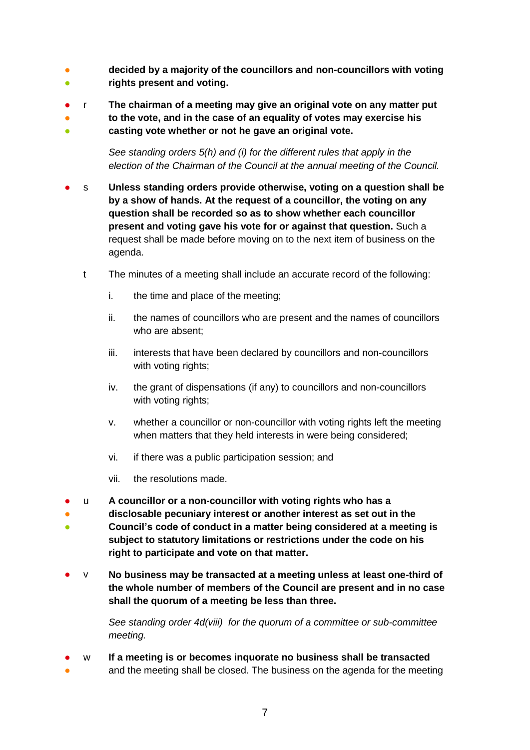**decided by a majority of the councillors and non-councillors with voting rights present and voting.**

r **The chairman of a meeting may give an original vote on any matter put to the vote, and in the case of an equality of votes may exercise his casting vote whether or not he gave an original vote.**

*See standing orders 5(h) and (i) for the different rules that apply in the election of the Chairman of the Council at the annual meeting of the Council.*

s **Unless standing orders provide otherwise, voting on a question shall be by a show of hands. At the request of a councillor, the voting on any question shall be recorded so as to show whether each councillor present and voting gave his vote for or against that question.** Such a request shall be made before moving on to the next item of business on the agenda.

t The minutes of a meeting shall include an accurate record of the following:

i. the time and place of the meeting;

ii. the names of councillors who are present and the names of councillors who are absent;

iii. interests that have been declared by councillors and non-councillors with voting rights;

iv. the grant of dispensations (if any) to councillors and non-councillors with voting rights;

v. whether a councillor or non-councillor with voting rights left the meeting when matters that they held interests in were being considered;

vi. if there was a public participation session; and

vii. the resolutions made.

u **A councillor or a non-councillor with voting rights who has a disclosable pecuniary interest or another interest as set out in the Council's code of conduct in a matter being considered at a meeting is subject to statutory limitations or restrictions under the code on his right to participate and vote on that matter.**

v **No business may be transacted at a meeting unless at least one-third of the whole number of members of the Council are present and in no case shall the quorum of a meeting be less than three.**

*See standing order 4d(viii) for the quorum of a committee or sub-committee meeting.*

w **If a meeting is or becomes inquorate no business shall be transacted** and the meeting shall be closed. The business on the agenda for the meeting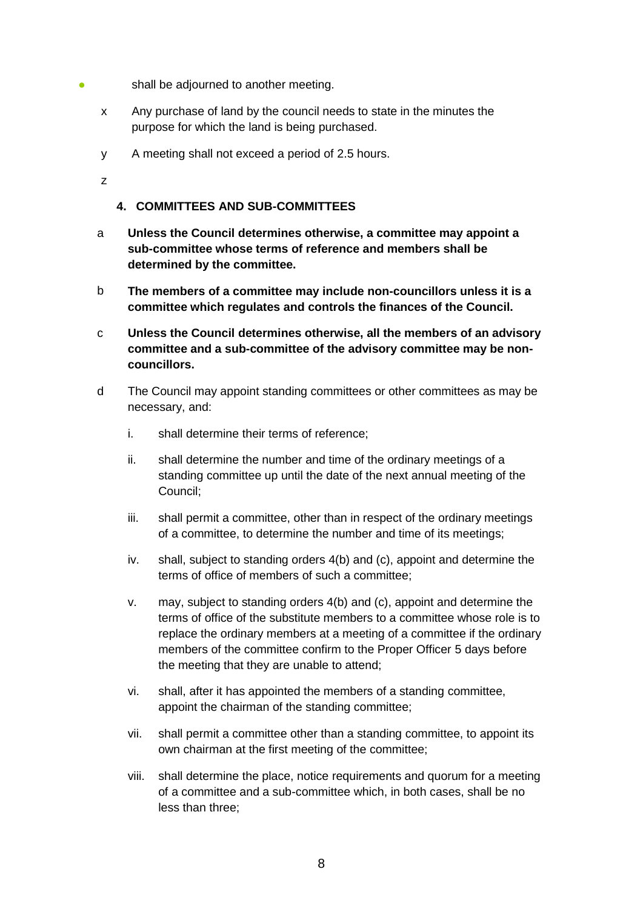- shall be adjourned to another meeting.

x Any purchase of land by the council needs to state in the minutes the purpose for which the land is being purchased.

y A meeting shall not exceed a period of 2.5 hours.

z

### 4. COMMITTEES AND SUB-COMMITTEES

a **Unless the Council determines otherwise, a committee may appoint a sub-committee whose terms of reference and members shall be determined by the committee.**

b **The members of a committee may include non-councillors unless it is a committee which regulates and controls the finances of the Council.**

c **Unless the Council determines otherwise, all the members of an advisory committee and a sub-committee of the advisory committee may be non-councillors.**

d The Council may appoint standing committees or other committees as may be necessary, and:

i. shall determine their terms of reference;

ii. shall determine the number and time of the ordinary meetings of a standing committee up until the date of the next annual meeting of the Council;

iii. shall permit a committee, other than in respect of the ordinary meetings of a committee, to determine the number and time of its meetings;

iv. shall, subject to standing orders 4(b) and (c), appoint and determine the terms of office of members of such a committee;

v. may, subject to standing orders 4(b) and (c), appoint and determine the terms of office of the substitute members to a committee whose role is to replace the ordinary members at a meeting of a committee if the ordinary members of the committee confirm to the Proper Officer 5 days before the meeting that they are unable to attend;

vi. shall, after it has appointed the members of a standing committee, appoint the chairman of the standing committee;

vii. shall permit a committee other than a standing committee, to appoint its own chairman at the first meeting of the committee;

viii. shall determine the place, notice requirements and quorum for a meeting of a committee and a sub-committee which, in both cases, shall be no less than three;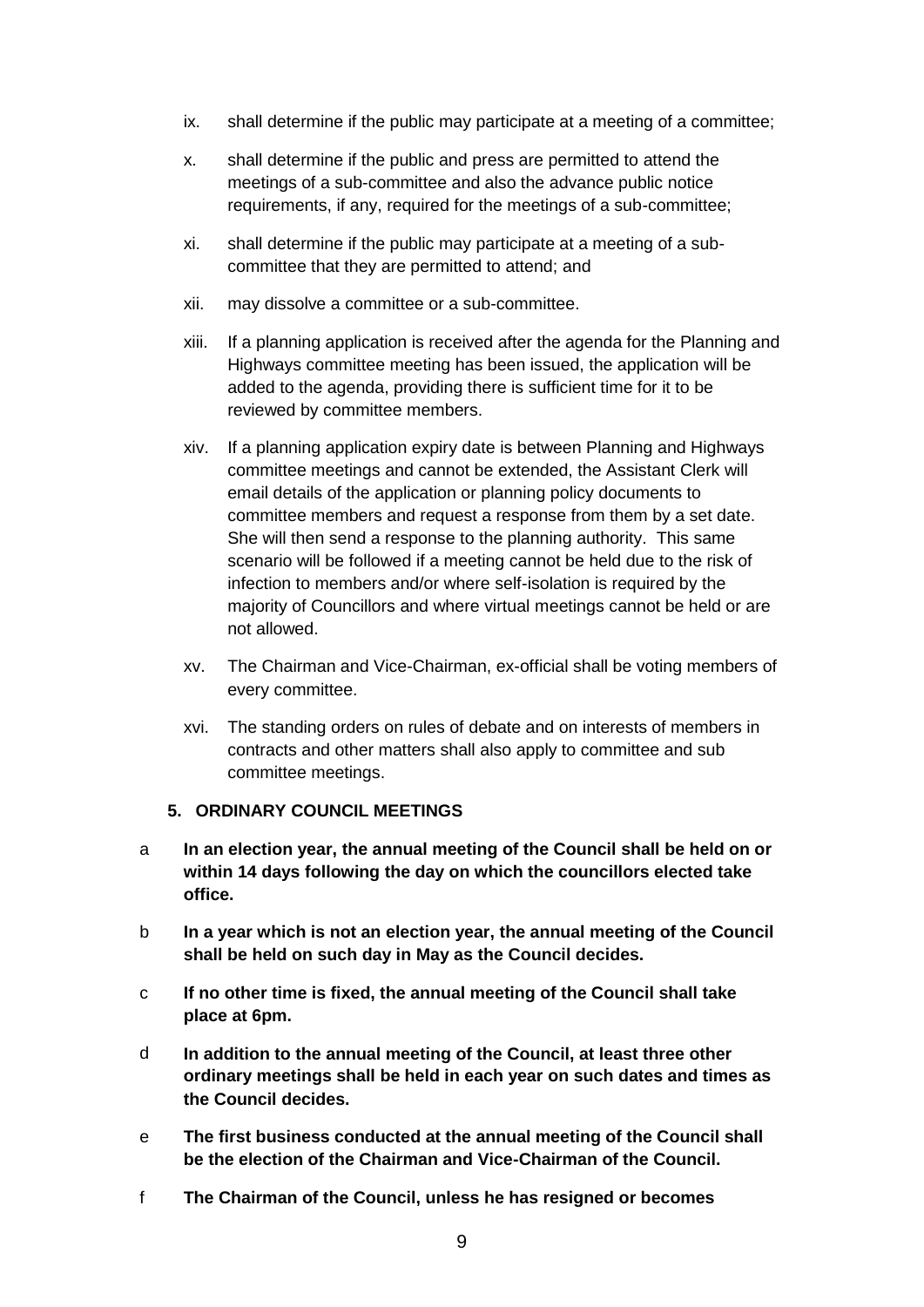- ix. shall determine if the public may participate at a meeting of a committee;
- x. shall determine if the public and press are permitted to attend the meetings of a sub-committee and also the advance public notice requirements, if any, required for the meetings of a sub-committee;
- xi. shall determine if the public may participate at a meeting of a sub-committee that they are permitted to attend; and
- xii. may dissolve a committee or a sub-committee.
- xiii. If a planning application is received after the agenda for the Planning and Highways committee meeting has been issued, the application will be added to the agenda, providing there is sufficient time for it to be reviewed by committee members.
- xiv. If a planning application expiry date is between Planning and Highways committee meetings and cannot be extended, the Assistant Clerk will email details of the application or planning policy documents to committee members and request a response from them by a set date. She will then send a response to the planning authority. This same scenario will be followed if a meeting cannot be held due to the risk of infection to members and/or where self-isolation is required by the majority of Councillors and where virtual meetings cannot be held or are not allowed.
- xv. The Chairman and Vice-Chairman, ex-official shall be voting members of every committee.
- xvi. The standing orders on rules of debate and on interests of members in contracts and other matters shall also apply to committee and sub committee meetings.

### 5. ORDINARY COUNCIL MEETINGS

a **In an election year, the annual meeting of the Council shall be held on or within 14 days following the day on which the councillors elected take office.**

b **In a year which is not an election year, the annual meeting of the Council shall be held on such day in May as the Council decides.**

c **If no other time is fixed, the annual meeting of the Council shall take place at 6pm.**

d **In addition to the annual meeting of the Council, at least three other ordinary meetings shall be held in each year on such dates and times as the Council decides.**

e **The first business conducted at the annual meeting of the Council shall be the election of the Chairman and Vice-Chairman of the Council.**

f **The Chairman of the Council, unless he has resigned or becomes**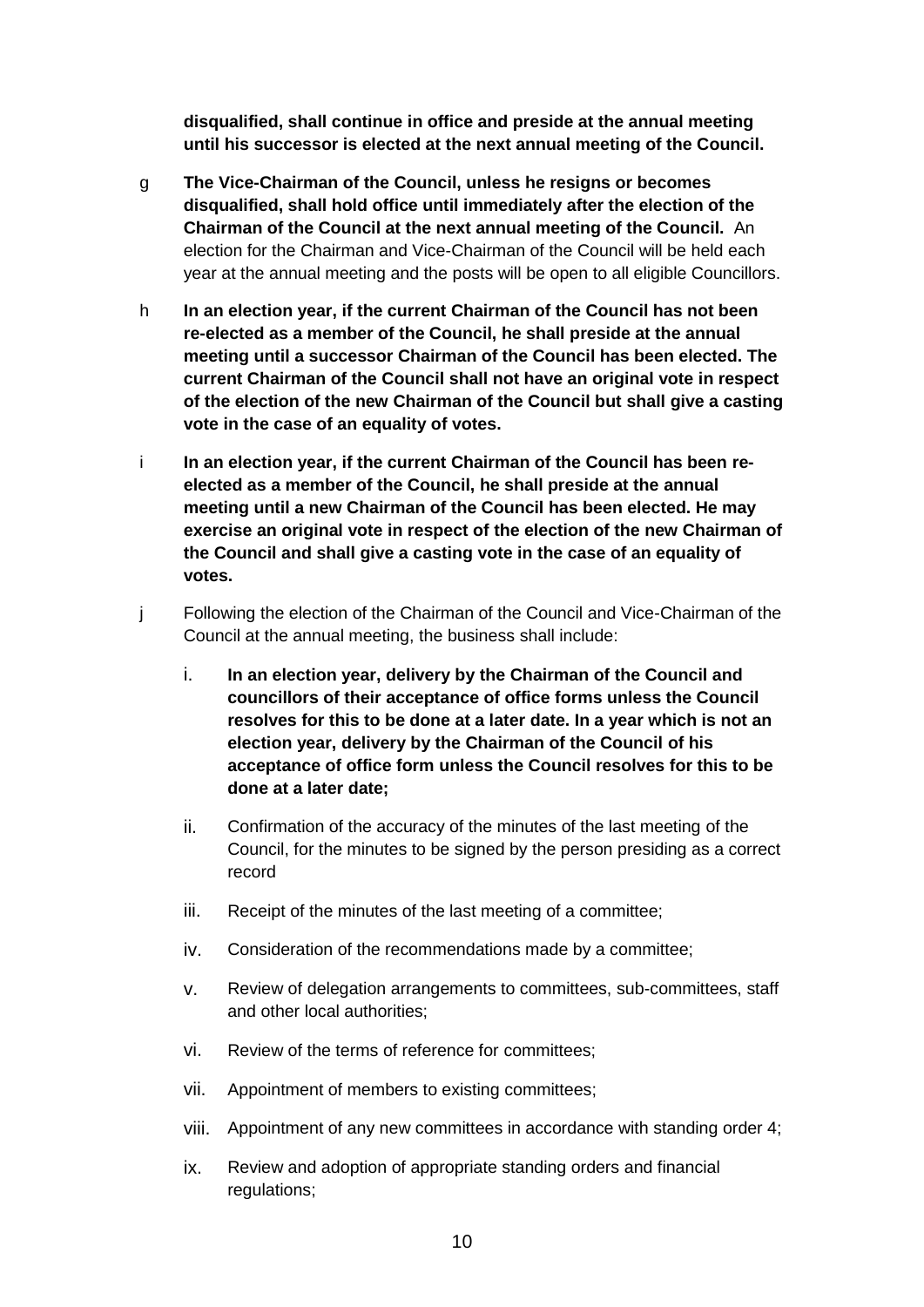**disqualified, shall continue in office and preside at the annual meeting until his successor is elected at the next annual meeting of the Council.**

g **The Vice-Chairman of the Council, unless he resigns or becomes disqualified, shall hold office until immediately after the election of the Chairman of the Council at the next annual meeting of the Council.** An election for the Chairman and Vice-Chairman of the Council will be held each year at the annual meeting and the posts will be open to all eligible Councillors.

h **In an election year, if the current Chairman of the Council has not been re-elected as a member of the Council, he shall preside at the annual meeting until a successor Chairman of the Council has been elected. The current Chairman of the Council shall not have an original vote in respect of the election of the new Chairman of the Council but shall give a casting vote in the case of an equality of votes.**

i **In an election year, if the current Chairman of the Council has been re-elected as a member of the Council, he shall preside at the annual meeting until a new Chairman of the Council has been elected. He may exercise an original vote in respect of the election of the new Chairman of the Council and shall give a casting vote in the case of an equality of votes.**

j Following the election of the Chairman of the Council and Vice-Chairman of the Council at the annual meeting, the business shall include:

i. **In an election year, delivery by the Chairman of the Council and councillors of their acceptance of office forms unless the Council resolves for this to be done at a later date. In a year which is not an election year, delivery by the Chairman of the Council of his acceptance of office form unless the Council resolves for this to be done at a later date;**

ii. Confirmation of the accuracy of the minutes of the last meeting of the Council, for the minutes to be signed by the person presiding as a correct record

iii. Receipt of the minutes of the last meeting of a committee;

iv. Consideration of the recommendations made by a committee;

v. Review of delegation arrangements to committees, sub-committees, staff and other local authorities;

vi. Review of the terms of reference for committees;

vii. Appointment of members to existing committees;

viii. Appointment of any new committees in accordance with standing order 4;

ix. Review and adoption of appropriate standing orders and financial regulations;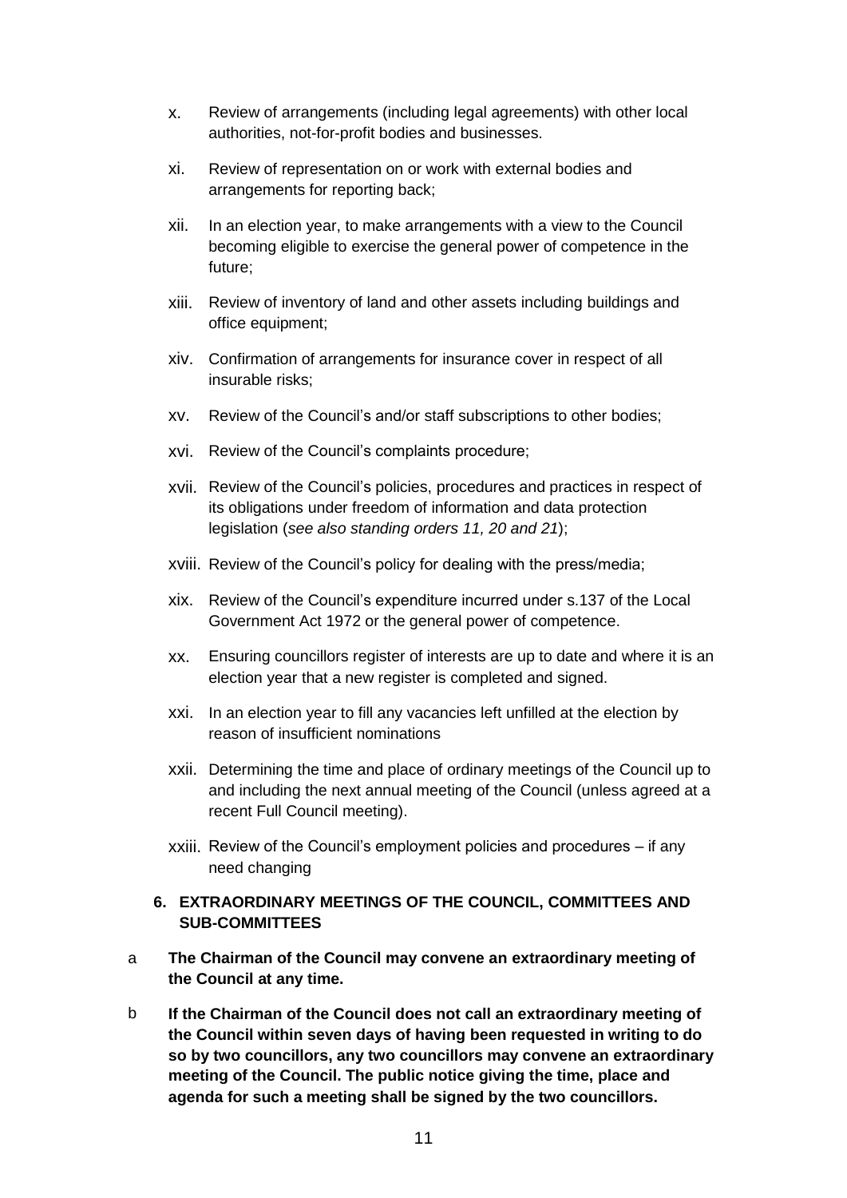x. Review of arrangements (including legal agreements) with other local authorities, not-for-profit bodies and businesses.

xi. Review of representation on or work with external bodies and arrangements for reporting back;

xii. In an election year, to make arrangements with a view to the Council becoming eligible to exercise the general power of competence in the future;

xiii. Review of inventory of land and other assets including buildings and office equipment;

xiv. Confirmation of arrangements for insurance cover in respect of all insurable risks;

xv. Review of the Council's and/or staff subscriptions to other bodies;

xvi. Review of the Council's complaints procedure;

xvii. Review of the Council's policies, procedures and practices in respect of its obligations under freedom of information and data protection legislation (*see also standing orders 11, 20 and 21*);

xviii. Review of the Council's policy for dealing with the press/media;

xix. Review of the Council's expenditure incurred under s.137 of the Local Government Act 1972 or the general power of competence.

xx. Ensuring councillors register of interests are up to date and where it is an election year that a new register is completed and signed.

xxi. In an election year to fill any vacancies left unfilled at the election by reason of insufficient nominations

xxii. Determining the time and place of ordinary meetings of the Council up to and including the next annual meeting of the Council (unless agreed at a recent Full Council meeting).

xxiii. Review of the Council's employment policies and procedures – if any need changing

## 6. EXTRAORDINARY MEETINGS OF THE COUNCIL, COMMITTEES AND SUB-COMMITTEES

a **The Chairman of the Council may convene an extraordinary meeting of the Council at any time.**

b **If the Chairman of the Council does not call an extraordinary meeting of the Council within seven days of having been requested in writing to do so by two councillors, any two councillors may convene an extraordinary meeting of the Council. The public notice giving the time, place and agenda for such a meeting shall be signed by the two councillors.**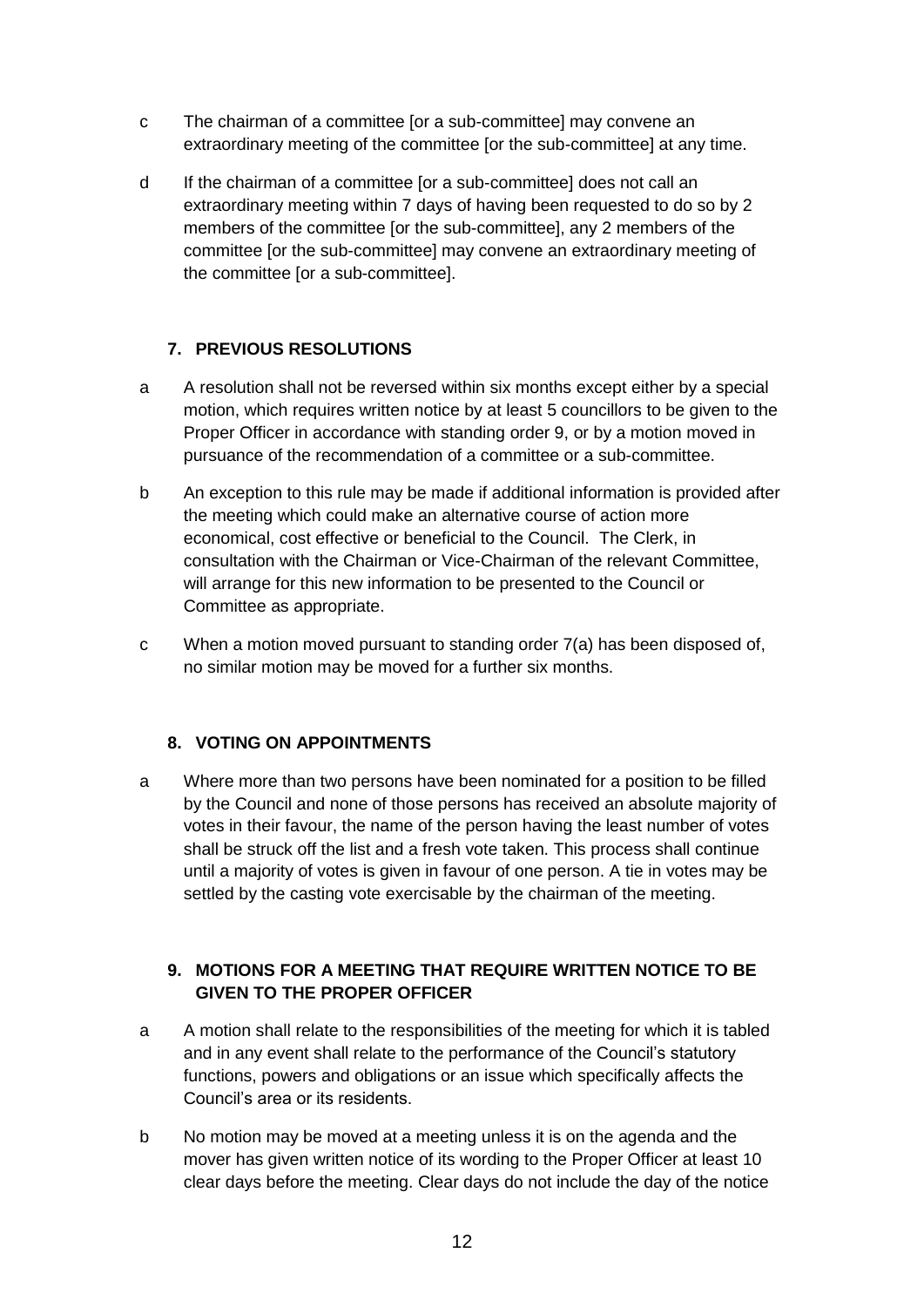c The chairman of a committee [or a sub-committee] may convene an extraordinary meeting of the committee [or the sub-committee] at any time.

d If the chairman of a committee [or a sub-committee] does not call an extraordinary meeting within 7 days of having been requested to do so by 2 members of the committee [or the sub-committee], any 2 members of the committee [or the sub-committee] may convene an extraordinary meeting of the committee [or a sub-committee].

## 7. PREVIOUS RESOLUTIONS

a A resolution shall not be reversed within six months except either by a special motion, which requires written notice by at least 5 councillors to be given to the Proper Officer in accordance with standing order 9, or by a motion moved in pursuance of the recommendation of a committee or a sub-committee.

b An exception to this rule may be made if additional information is provided after the meeting which could make an alternative course of action more economical, cost effective or beneficial to the Council. The Clerk, in consultation with the Chairman or Vice-Chairman of the relevant Committee, will arrange for this new information to be presented to the Council or Committee as appropriate.

c When a motion moved pursuant to standing order 7(a) has been disposed of, no similar motion may be moved for a further six months.

## 8. VOTING ON APPOINTMENTS

a Where more than two persons have been nominated for a position to be filled by the Council and none of those persons has received an absolute majority of votes in their favour, the name of the person having the least number of votes shall be struck off the list and a fresh vote taken. This process shall continue until a majority of votes is given in favour of one person. A tie in votes may be settled by the casting vote exercisable by the chairman of the meeting.

## 9. MOTIONS FOR A MEETING THAT REQUIRE WRITTEN NOTICE TO BE GIVEN TO THE PROPER OFFICER

a A motion shall relate to the responsibilities of the meeting for which it is tabled and in any event shall relate to the performance of the Council's statutory functions, powers and obligations or an issue which specifically affects the Council's area or its residents.

b No motion may be moved at a meeting unless it is on the agenda and the mover has given written notice of its wording to the Proper Officer at least 10 clear days before the meeting. Clear days do not include the day of the notice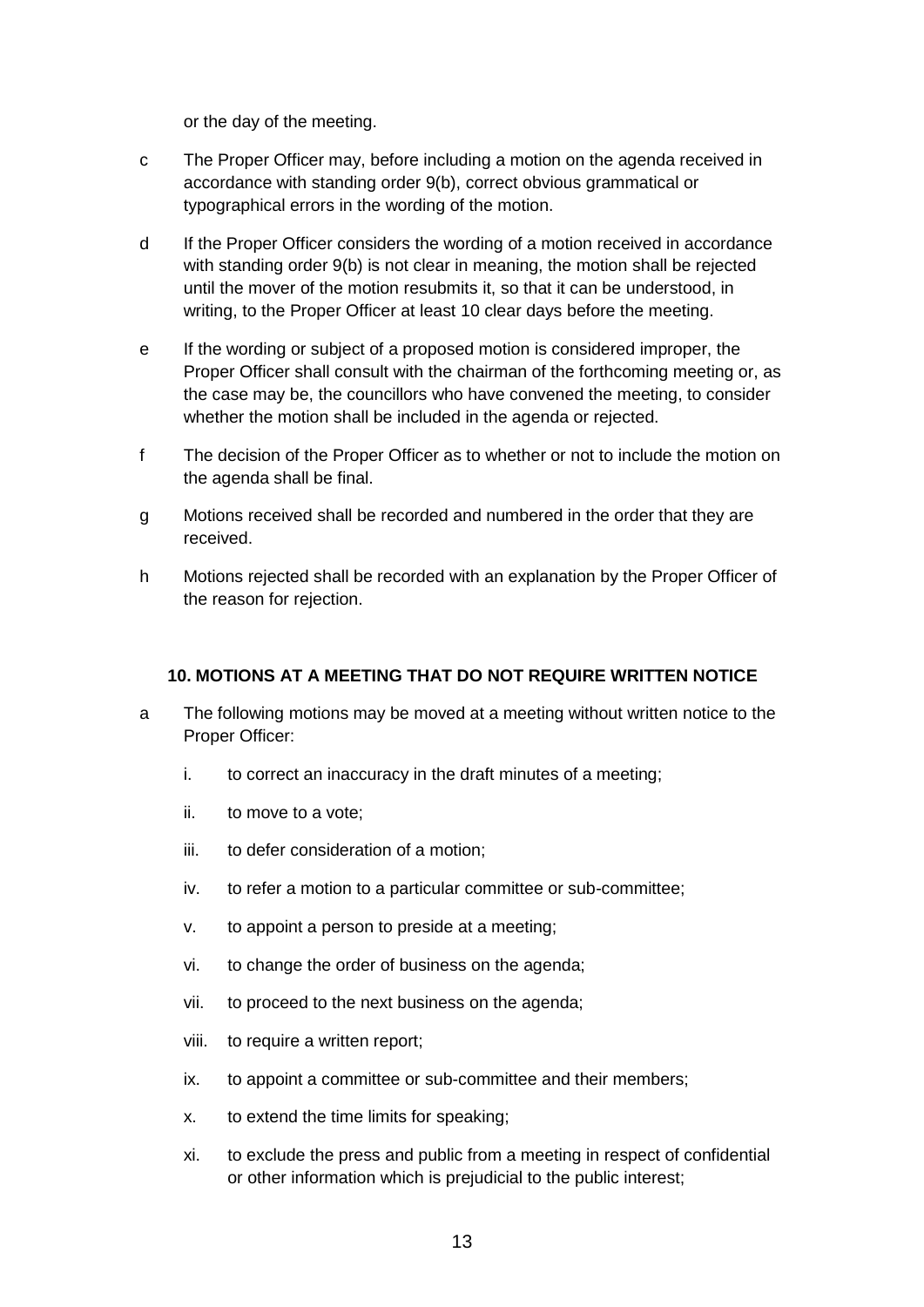or the day of the meeting.

c The Proper Officer may, before including a motion on the agenda received in accordance with standing order 9(b), correct obvious grammatical or typographical errors in the wording of the motion.

d If the Proper Officer considers the wording of a motion received in accordance with standing order 9(b) is not clear in meaning, the motion shall be rejected until the mover of the motion resubmits it, so that it can be understood, in writing, to the Proper Officer at least 10 clear days before the meeting.

e If the wording or subject of a proposed motion is considered improper, the Proper Officer shall consult with the chairman of the forthcoming meeting or, as the case may be, the councillors who have convened the meeting, to consider whether the motion shall be included in the agenda or rejected.

f The decision of the Proper Officer as to whether or not to include the motion on the agenda shall be final.

g Motions received shall be recorded and numbered in the order that they are received.

h Motions rejected shall be recorded with an explanation by the Proper Officer of the reason for rejection.

### 10. MOTIONS AT A MEETING THAT DO NOT REQUIRE WRITTEN NOTICE

a The following motions may be moved at a meeting without written notice to the Proper Officer:

i. to correct an inaccuracy in the draft minutes of a meeting;

ii. to move to a vote;

iii. to defer consideration of a motion;

iv. to refer a motion to a particular committee or sub-committee;

v. to appoint a person to preside at a meeting;

vi. to change the order of business on the agenda;

vii. to proceed to the next business on the agenda;

viii. to require a written report;

ix. to appoint a committee or sub-committee and their members;

x. to extend the time limits for speaking;

xi. to exclude the press and public from a meeting in respect of confidential or other information which is prejudicial to the public interest;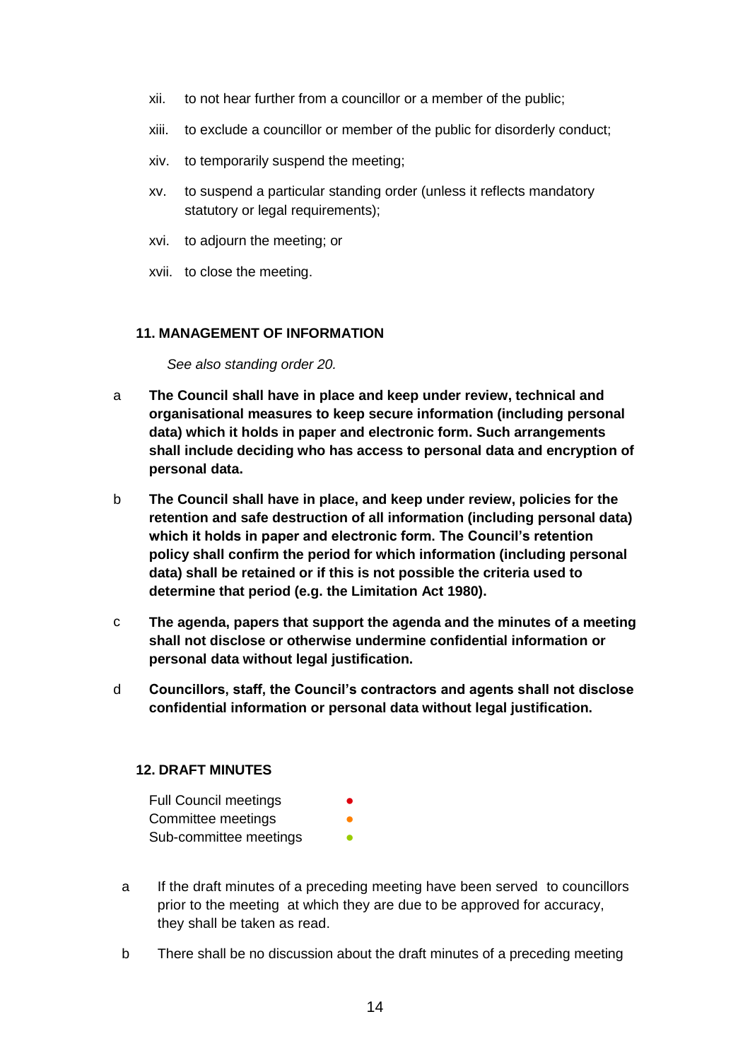xii. to not hear further from a councillor or a member of the public;

xiii. to exclude a councillor or member of the public for disorderly conduct;

xiv. to temporarily suspend the meeting;

xv. to suspend a particular standing order (unless it reflects mandatory statutory or legal requirements);

xvi. to adjourn the meeting; or

xvii. to close the meeting.

## 11. MANAGEMENT OF INFORMATION

*See also standing order 20.*

a **The Council shall have in place and keep under review, technical and organisational measures to keep secure information (including personal data) which it holds in paper and electronic form. Such arrangements shall include deciding who has access to personal data and encryption of personal data.**

b **The Council shall have in place, and keep under review, policies for the retention and safe destruction of all information (including personal data) which it holds in paper and electronic form. The Council's retention policy shall confirm the period for which information (including personal data) shall be retained or if this is not possible the criteria used to determine that period (e.g. the Limitation Act 1980).**

c **The agenda, papers that support the agenda and the minutes of a meeting shall not disclose or otherwise undermine confidential information or personal data without legal justification.**

d **Councillors, staff, the Council's contractors and agents shall not disclose confidential information or personal data without legal justification.**

## 12. DRAFT MINUTES

Full Council meetings ●
Committee meetings ●
Sub-committee meetings ●

a If the draft minutes of a preceding meeting have been served to councillors prior to the meeting at which they are due to be approved for accuracy, they shall be taken as read.

b There shall be no discussion about the draft minutes of a preceding meeting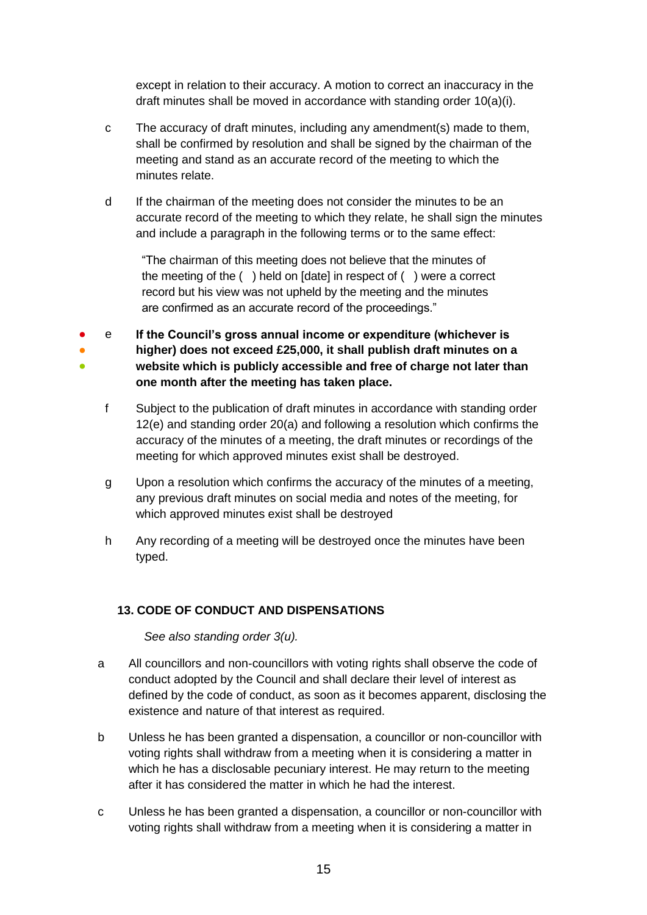except in relation to their accuracy. A motion to correct an inaccuracy in the draft minutes shall be moved in accordance with standing order 10(a)(i).

c The accuracy of draft minutes, including any amendment(s) made to them, shall be confirmed by resolution and shall be signed by the chairman of the meeting and stand as an accurate record of the meeting to which the minutes relate.

d If the chairman of the meeting does not consider the minutes to be an accurate record of the meeting to which they relate, he shall sign the minutes and include a paragraph in the following terms or to the same effect:

> "The chairman of this meeting does not believe that the minutes of the meeting of the ( ) held on [date] in respect of ( ) were a correct record but his view was not upheld by the meeting and the minutes are confirmed as an accurate record of the proceedings."

● ● ● e **If the Council's gross annual income or expenditure (whichever is higher) does not exceed £25,000, it shall publish draft minutes on a website which is publicly accessible and free of charge not later than one month after the meeting has taken place.**

f Subject to the publication of draft minutes in accordance with standing order 12(e) and standing order 20(a) and following a resolution which confirms the accuracy of the minutes of a meeting, the draft minutes or recordings of the meeting for which approved minutes exist shall be destroyed.

g Upon a resolution which confirms the accuracy of the minutes of a meeting, any previous draft minutes on social media and notes of the meeting, for which approved minutes exist shall be destroyed

h Any recording of a meeting will be destroyed once the minutes have been typed.

### 13. CODE OF CONDUCT AND DISPENSATIONS

*See also standing order 3(u).*

a All councillors and non-councillors with voting rights shall observe the code of conduct adopted by the Council and shall declare their level of interest as defined by the code of conduct, as soon as it becomes apparent, disclosing the existence and nature of that interest as required.

b Unless he has been granted a dispensation, a councillor or non-councillor with voting rights shall withdraw from a meeting when it is considering a matter in which he has a disclosable pecuniary interest. He may return to the meeting after it has considered the matter in which he had the interest.

c Unless he has been granted a dispensation, a councillor or non-councillor with voting rights shall withdraw from a meeting when it is considering a matter in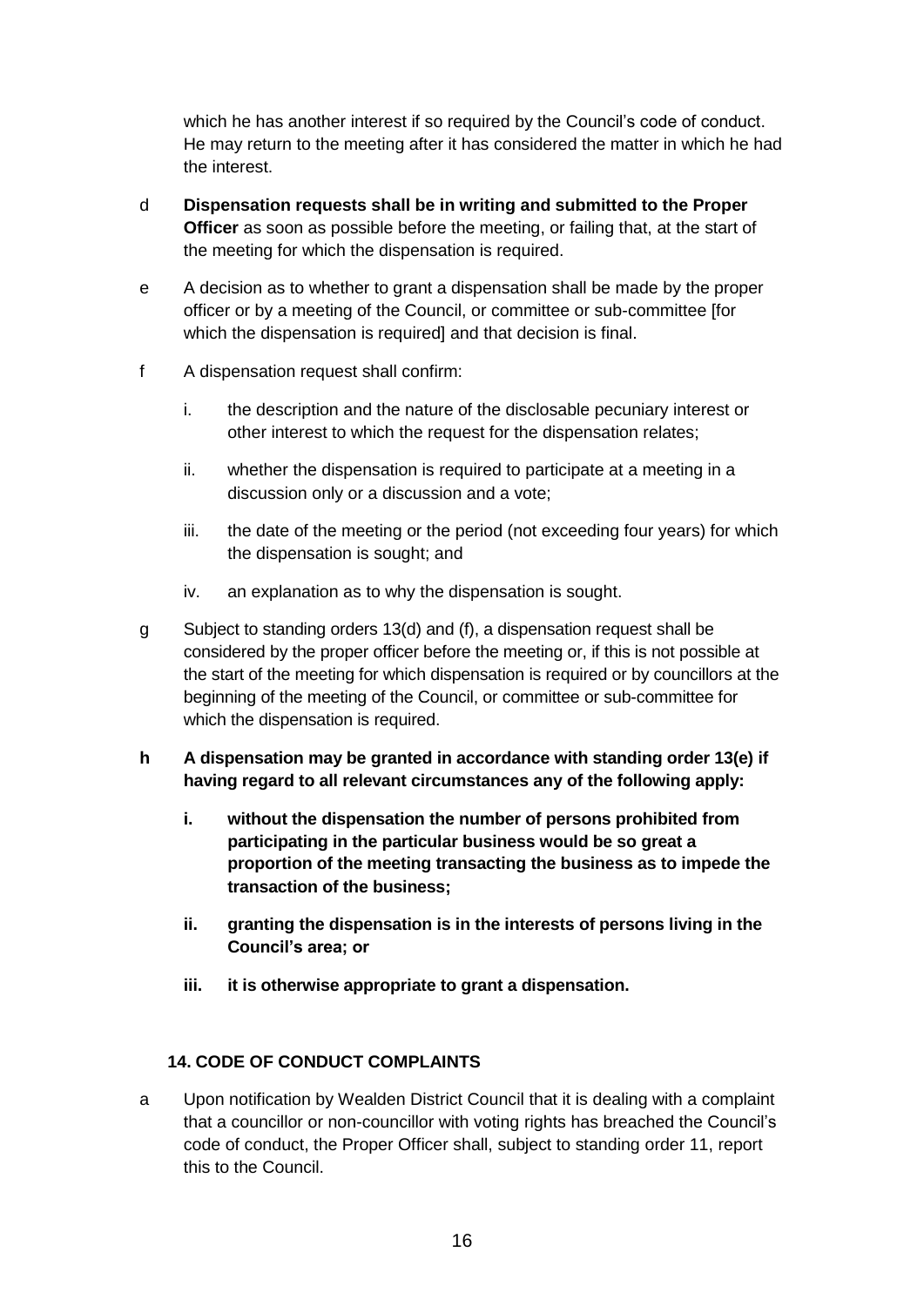which he has another interest if so required by the Council's code of conduct. He may return to the meeting after it has considered the matter in which he had the interest.

d **Dispensation requests shall be in writing and submitted to the Proper Officer** as soon as possible before the meeting, or failing that, at the start of the meeting for which the dispensation is required.

e A decision as to whether to grant a dispensation shall be made by the proper officer or by a meeting of the Council, or committee or sub-committee [for which the dispensation is required] and that decision is final.

f A dispensation request shall confirm:

i. the description and the nature of the disclosable pecuniary interest or other interest to which the request for the dispensation relates;

ii. whether the dispensation is required to participate at a meeting in a discussion only or a discussion and a vote;

iii. the date of the meeting or the period (not exceeding four years) for which the dispensation is sought; and

iv. an explanation as to why the dispensation is sought.

g Subject to standing orders 13(d) and (f), a dispensation request shall be considered by the proper officer before the meeting or, if this is not possible at the start of the meeting for which dispensation is required or by councillors at the beginning of the meeting of the Council, or committee or sub-committee for which the dispensation is required.

**h A dispensation may be granted in accordance with standing order 13(e) if having regard to all relevant circumstances any of the following apply:**

**i. without the dispensation the number of persons prohibited from participating in the particular business would be so great a proportion of the meeting transacting the business as to impede the transaction of the business;**

**ii. granting the dispensation is in the interests of persons living in the Council's area; or**

**iii. it is otherwise appropriate to grant a dispensation.**

### 14. CODE OF CONDUCT COMPLAINTS

a Upon notification by Wealden District Council that it is dealing with a complaint that a councillor or non-councillor with voting rights has breached the Council's code of conduct, the Proper Officer shall, subject to standing order 11, report this to the Council.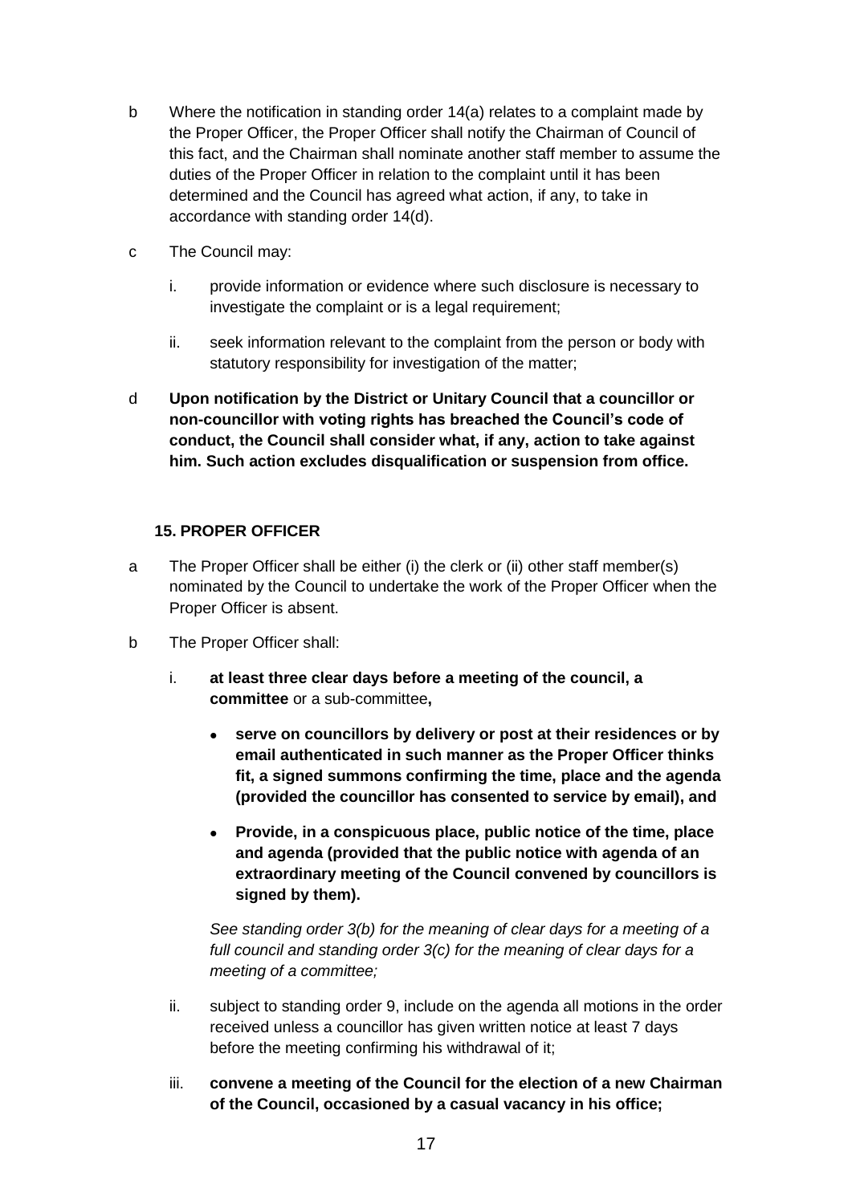b Where the notification in standing order 14(a) relates to a complaint made by the Proper Officer, the Proper Officer shall notify the Chairman of Council of this fact, and the Chairman shall nominate another staff member to assume the duties of the Proper Officer in relation to the complaint until it has been determined and the Council has agreed what action, if any, to take in accordance with standing order 14(d).

c The Council may:

i. provide information or evidence where such disclosure is necessary to investigate the complaint or is a legal requirement;

ii. seek information relevant to the complaint from the person or body with statutory responsibility for investigation of the matter;

d **Upon notification by the District or Unitary Council that a councillor or non-councillor with voting rights has breached the Council's code of conduct, the Council shall consider what, if any, action to take against him. Such action excludes disqualification or suspension from office.**

## 15. PROPER OFFICER

a The Proper Officer shall be either (i) the clerk or (ii) other staff member(s) nominated by the Council to undertake the work of the Proper Officer when the Proper Officer is absent.

b The Proper Officer shall:

i. **at least three clear days before a meeting of the council, a committee** or a sub-committee**,**

- **serve on councillors by delivery or post at their residences or by email authenticated in such manner as the Proper Officer thinks fit, a signed summons confirming the time, place and the agenda (provided the councillor has consented to service by email), and**
- **Provide, in a conspicuous place, public notice of the time, place and agenda (provided that the public notice with agenda of an extraordinary meeting of the Council convened by councillors is signed by them).**

*See standing order 3(b) for the meaning of clear days for a meeting of a full council and standing order 3(c) for the meaning of clear days for a meeting of a committee;*

ii. subject to standing order 9, include on the agenda all motions in the order received unless a councillor has given written notice at least 7 days before the meeting confirming his withdrawal of it;

iii. **convene a meeting of the Council for the election of a new Chairman of the Council, occasioned by a casual vacancy in his office;**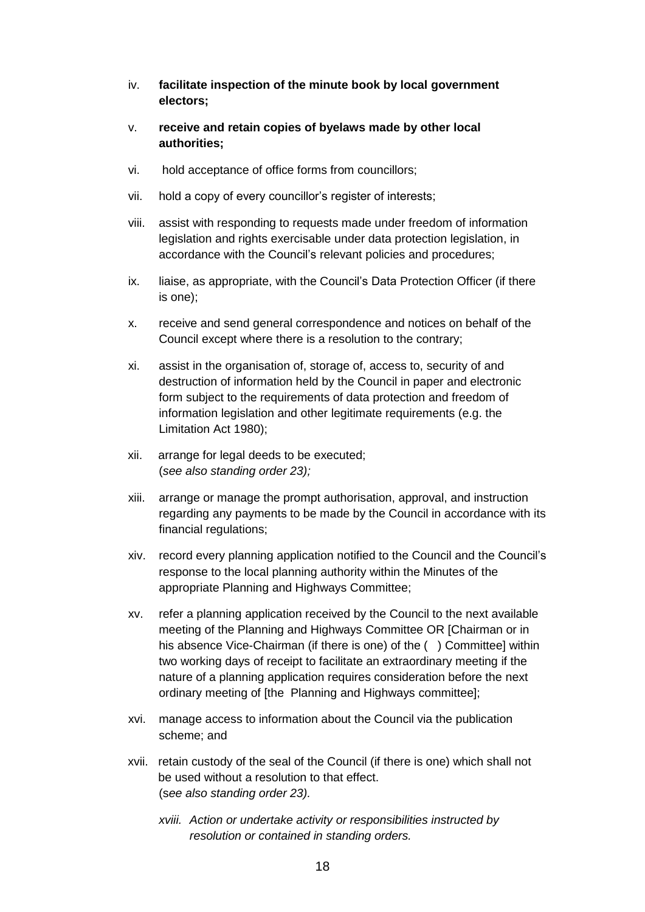iv. **facilitate inspection of the minute book by local government electors;**

v. **receive and retain copies of byelaws made by other local authorities;**

vi. hold acceptance of office forms from councillors;

vii. hold a copy of every councillor's register of interests;

viii. assist with responding to requests made under freedom of information legislation and rights exercisable under data protection legislation, in accordance with the Council's relevant policies and procedures;

ix. liaise, as appropriate, with the Council's Data Protection Officer (if there is one);

x. receive and send general correspondence and notices on behalf of the Council except where there is a resolution to the contrary;

xi. assist in the organisation of, storage of, access to, security of and destruction of information held by the Council in paper and electronic form subject to the requirements of data protection and freedom of information legislation and other legitimate requirements (e.g. the Limitation Act 1980);

xii. arrange for legal deeds to be executed;
(*see also standing order 23);*

xiii. arrange or manage the prompt authorisation, approval, and instruction regarding any payments to be made by the Council in accordance with its financial regulations;

xiv. record every planning application notified to the Council and the Council's response to the local planning authority within the Minutes of the appropriate Planning and Highways Committee;

xv. refer a planning application received by the Council to the next available meeting of the Planning and Highways Committee OR [Chairman or in his absence Vice-Chairman (if there is one) of the ( ) Committee] within two working days of receipt to facilitate an extraordinary meeting if the nature of a planning application requires consideration before the next ordinary meeting of [the Planning and Highways committee];

xvi. manage access to information about the Council via the publication scheme; and

xvii. retain custody of the seal of the Council (if there is one) which shall not be used without a resolution to that effect.
(s*ee also standing order 23).*

*xviii. Action or undertake activity or responsibilities instructed by resolution or contained in standing orders.*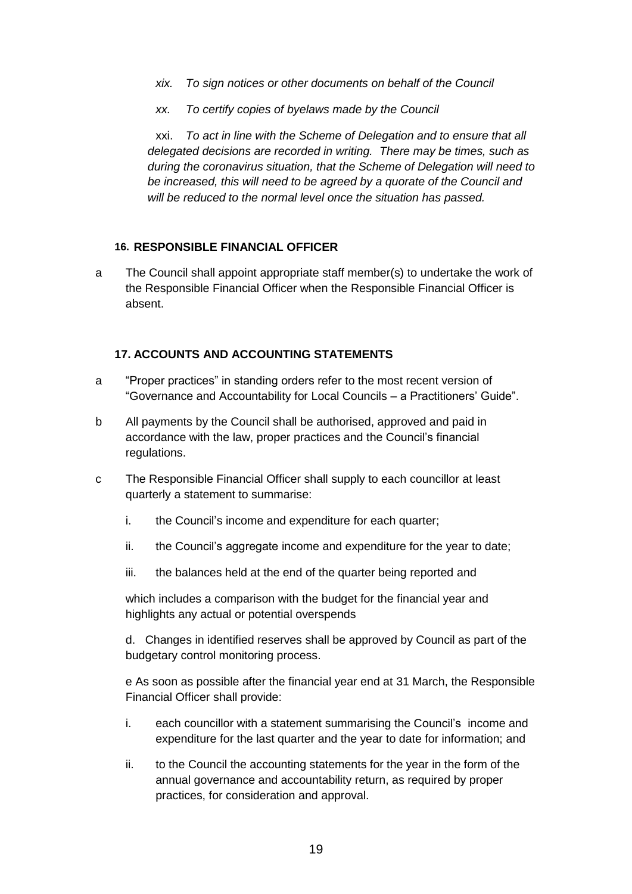*xix. To sign notices or other documents on behalf of the Council*

*xx. To certify copies of byelaws made by the Council*

xxi. *To act in line with the Scheme of Delegation and to ensure that all delegated decisions are recorded in writing. There may be times, such as during the coronavirus situation, that the Scheme of Delegation will need to be increased, this will need to be agreed by a quorate of the Council and will be reduced to the normal level once the situation has passed.*

### 16. RESPONSIBLE FINANCIAL OFFICER

a The Council shall appoint appropriate staff member(s) to undertake the work of the Responsible Financial Officer when the Responsible Financial Officer is absent.

### 17. ACCOUNTS AND ACCOUNTING STATEMENTS

a "Proper practices" in standing orders refer to the most recent version of "Governance and Accountability for Local Councils – a Practitioners' Guide".

b All payments by the Council shall be authorised, approved and paid in accordance with the law, proper practices and the Council's financial regulations.

c The Responsible Financial Officer shall supply to each councillor at least quarterly a statement to summarise:

i. the Council's income and expenditure for each quarter;

ii. the Council's aggregate income and expenditure for the year to date;

iii. the balances held at the end of the quarter being reported and

which includes a comparison with the budget for the financial year and highlights any actual or potential overspends

d. Changes in identified reserves shall be approved by Council as part of the budgetary control monitoring process.

e As soon as possible after the financial year end at 31 March, the Responsible Financial Officer shall provide:

i. each councillor with a statement summarising the Council's income and expenditure for the last quarter and the year to date for information; and

ii. to the Council the accounting statements for the year in the form of the annual governance and accountability return, as required by proper practices, for consideration and approval.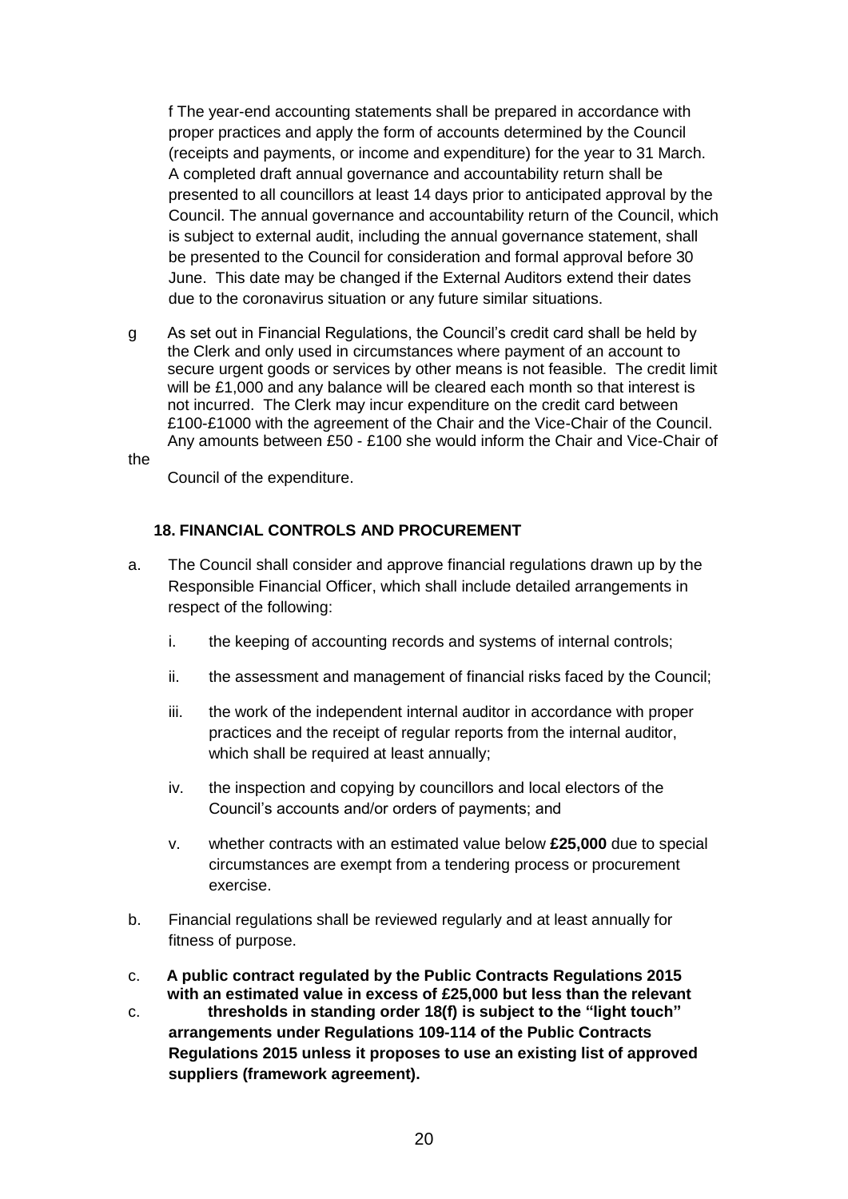f The year-end accounting statements shall be prepared in accordance with proper practices and apply the form of accounts determined by the Council (receipts and payments, or income and expenditure) for the year to 31 March. A completed draft annual governance and accountability return shall be presented to all councillors at least 14 days prior to anticipated approval by the Council. The annual governance and accountability return of the Council, which is subject to external audit, including the annual governance statement, shall be presented to the Council for consideration and formal approval before 30 June. This date may be changed if the External Auditors extend their dates due to the coronavirus situation or any future similar situations.

g As set out in Financial Regulations, the Council's credit card shall be held by the Clerk and only used in circumstances where payment of an account to secure urgent goods or services by other means is not feasible. The credit limit will be £1,000 and any balance will be cleared each month so that interest is not incurred. The Clerk may incur expenditure on the credit card between £100-£1000 with the agreement of the Chair and the Vice-Chair of the Council. Any amounts between £50 - £100 she would inform the Chair and Vice-Chair of the Council of the expenditure.

### 18. FINANCIAL CONTROLS AND PROCUREMENT

a. The Council shall consider and approve financial regulations drawn up by the Responsible Financial Officer, which shall include detailed arrangements in respect of the following:

   i. the keeping of accounting records and systems of internal controls;

   ii. the assessment and management of financial risks faced by the Council;

   iii. the work of the independent internal auditor in accordance with proper practices and the receipt of regular reports from the internal auditor, which shall be required at least annually;

   iv. the inspection and copying by councillors and local electors of the Council's accounts and/or orders of payments; and

   v. whether contracts with an estimated value below **£25,000** due to special circumstances are exempt from a tendering process or procurement exercise.

b. Financial regulations shall be reviewed regularly and at least annually for fitness of purpose.

c. **A public contract regulated by the Public Contracts Regulations 2015 with an estimated value in excess of £25,000 but less than the relevant**

c. **thresholds in standing order 18(f) is subject to the "light touch" arrangements under Regulations 109-114 of the Public Contracts Regulations 2015 unless it proposes to use an existing list of approved suppliers (framework agreement).**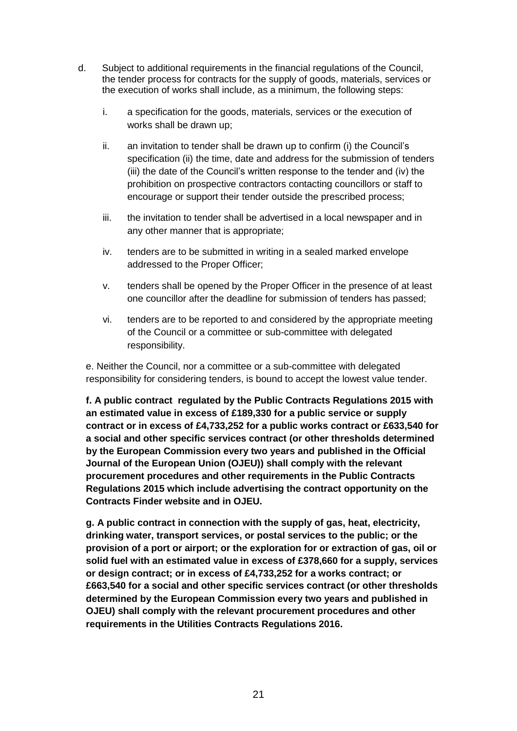d. Subject to additional requirements in the financial regulations of the Council, the tender process for contracts for the supply of goods, materials, services or the execution of works shall include, as a minimum, the following steps:

   i. a specification for the goods, materials, services or the execution of works shall be drawn up;

   ii. an invitation to tender shall be drawn up to confirm (i) the Council's specification (ii) the time, date and address for the submission of tenders (iii) the date of the Council's written response to the tender and (iv) the prohibition on prospective contractors contacting councillors or staff to encourage or support their tender outside the prescribed process;

   iii. the invitation to tender shall be advertised in a local newspaper and in any other manner that is appropriate;

   iv. tenders are to be submitted in writing in a sealed marked envelope addressed to the Proper Officer;

   v. tenders shall be opened by the Proper Officer in the presence of at least one councillor after the deadline for submission of tenders has passed;

   vi. tenders are to be reported to and considered by the appropriate meeting of the Council or a committee or sub-committee with delegated responsibility.

e. Neither the Council, nor a committee or a sub-committee with delegated responsibility for considering tenders, is bound to accept the lowest value tender.

**f. A public contract regulated by the Public Contracts Regulations 2015 with an estimated value in excess of £189,330 for a public service or supply contract or in excess of £4,733,252 for a public works contract or £633,540 for a social and other specific services contract (or other thresholds determined by the European Commission every two years and published in the Official Journal of the European Union (OJEU)) shall comply with the relevant procurement procedures and other requirements in the Public Contracts Regulations 2015 which include advertising the contract opportunity on the Contracts Finder website and in OJEU.**

**g. A public contract in connection with the supply of gas, heat, electricity, drinking water, transport services, or postal services to the public; or the provision of a port or airport; or the exploration for or extraction of gas, oil or solid fuel with an estimated value in excess of £378,660 for a supply, services or design contract; or in excess of £4,733,252 for a works contract; or £663,540 for a social and other specific services contract (or other thresholds determined by the European Commission every two years and published in OJEU) shall comply with the relevant procurement procedures and other requirements in the Utilities Contracts Regulations 2016.**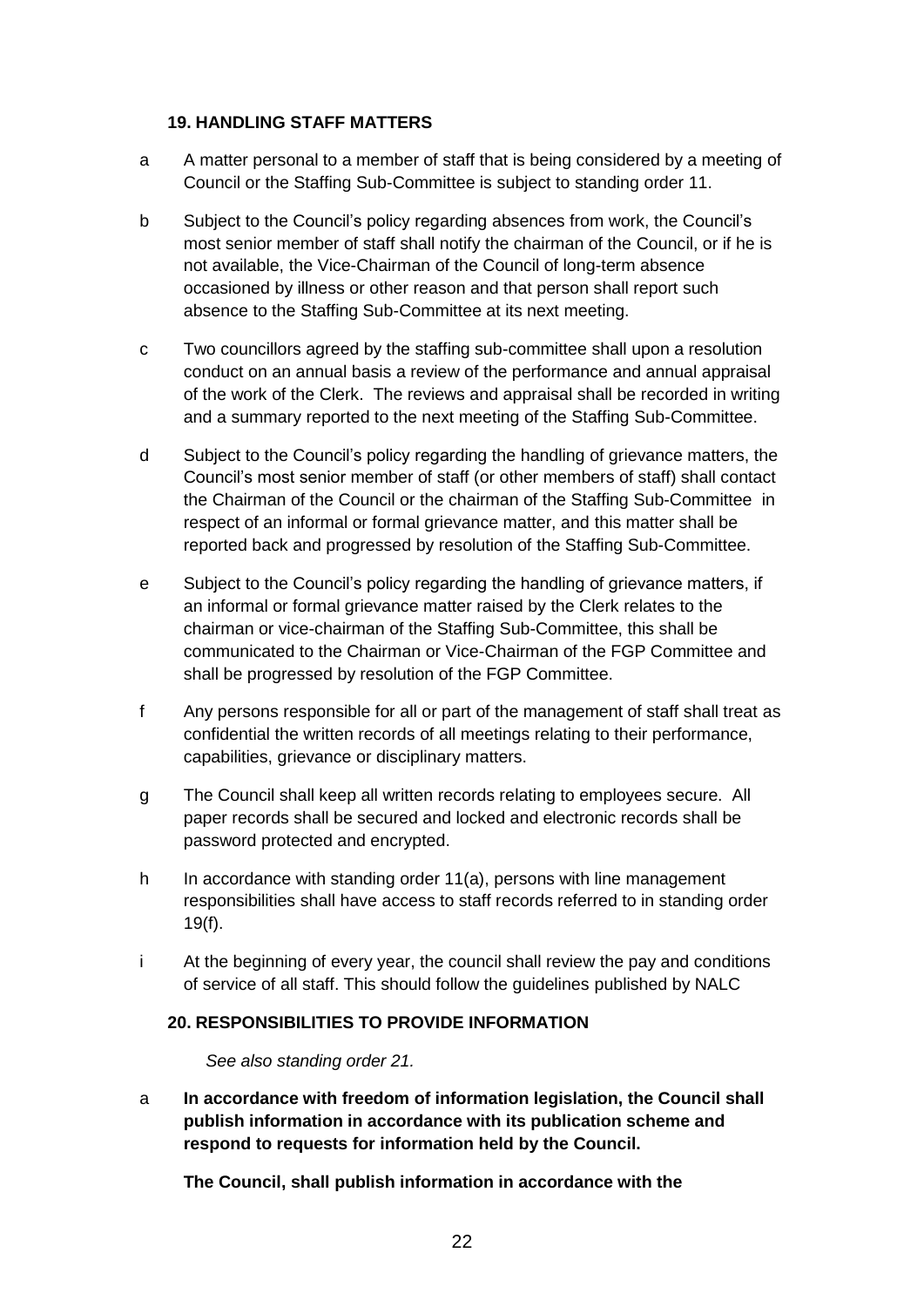### 19. HANDLING STAFF MATTERS

a	A matter personal to a member of staff that is being considered by a meeting of Council or the Staffing Sub-Committee is subject to standing order 11.

b	Subject to the Council's policy regarding absences from work, the Council's most senior member of staff shall notify the chairman of the Council, or if he is not available, the Vice-Chairman of the Council of long-term absence occasioned by illness or other reason and that person shall report such absence to the Staffing Sub-Committee at its next meeting.

c	Two councillors agreed by the staffing sub-committee shall upon a resolution conduct on an annual basis a review of the performance and annual appraisal of the work of the Clerk. The reviews and appraisal shall be recorded in writing and a summary reported to the next meeting of the Staffing Sub-Committee.

d	Subject to the Council's policy regarding the handling of grievance matters, the Council's most senior member of staff (or other members of staff) shall contact the Chairman of the Council or the chairman of the Staffing Sub-Committee in respect of an informal or formal grievance matter, and this matter shall be reported back and progressed by resolution of the Staffing Sub-Committee.

e	Subject to the Council's policy regarding the handling of grievance matters, if an informal or formal grievance matter raised by the Clerk relates to the chairman or vice-chairman of the Staffing Sub-Committee, this shall be communicated to the Chairman or Vice-Chairman of the FGP Committee and shall be progressed by resolution of the FGP Committee.

f	Any persons responsible for all or part of the management of staff shall treat as confidential the written records of all meetings relating to their performance, capabilities, grievance or disciplinary matters.

g	The Council shall keep all written records relating to employees secure. All paper records shall be secured and locked and electronic records shall be password protected and encrypted.

h	In accordance with standing order 11(a), persons with line management responsibilities shall have access to staff records referred to in standing order 19(f).

i	At the beginning of every year, the council shall review the pay and conditions of service of all staff. This should follow the guidelines published by NALC

### 20. RESPONSIBILITIES TO PROVIDE INFORMATION

*See also standing order 21.*

a	**In accordance with freedom of information legislation, the Council shall publish information in accordance with its publication scheme and respond to requests for information held by the Council.**

**The Council, shall publish information in accordance with the**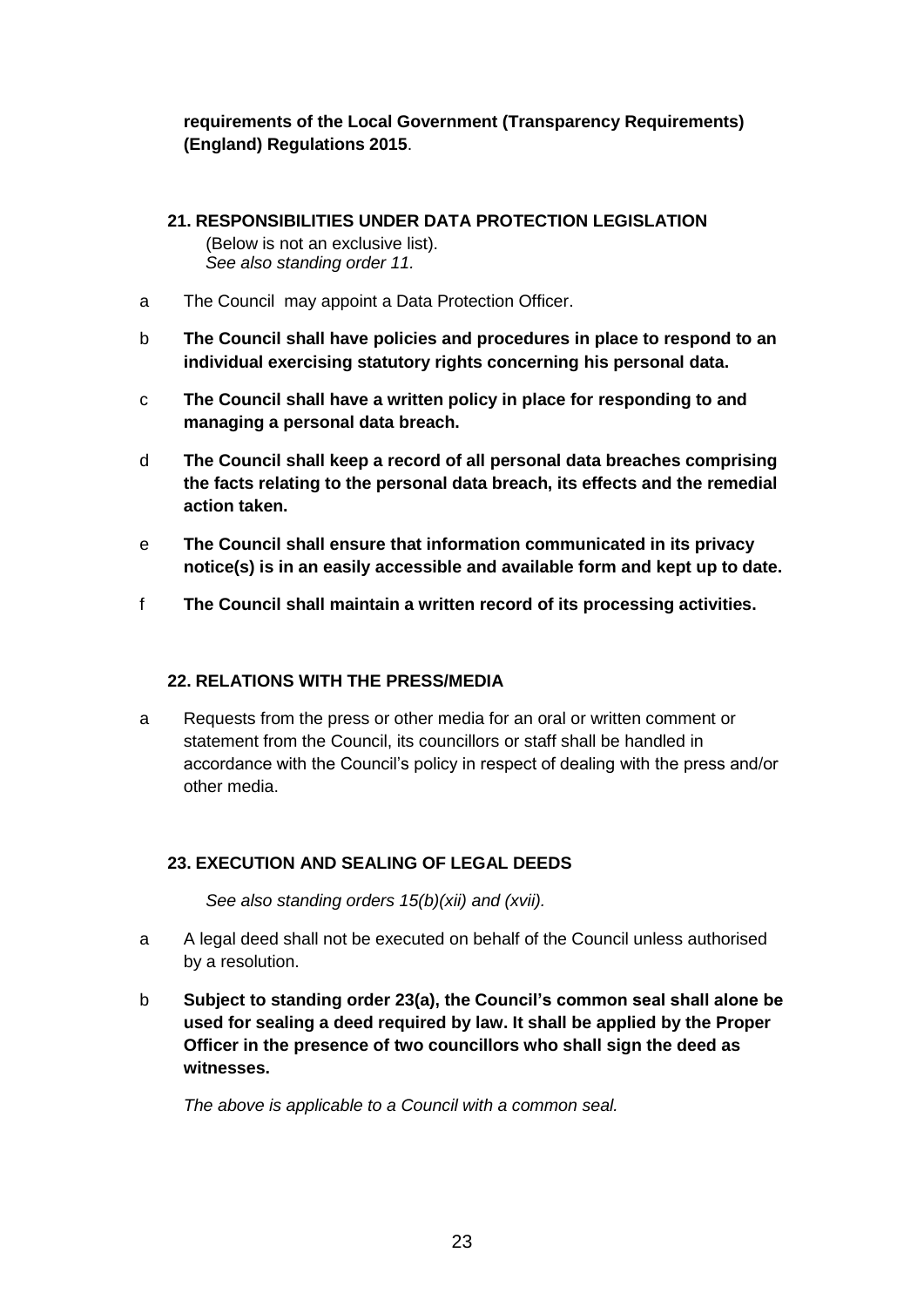**requirements of the Local Government (Transparency Requirements) (England) Regulations 2015**.

### 21. RESPONSIBILITIES UNDER DATA PROTECTION LEGISLATION

(Below is not an exclusive list).
*See also standing order 11.*

a The Council may appoint a Data Protection Officer.

b **The Council shall have policies and procedures in place to respond to an individual exercising statutory rights concerning his personal data.**

c **The Council shall have a written policy in place for responding to and managing a personal data breach.**

d **The Council shall keep a record of all personal data breaches comprising the facts relating to the personal data breach, its effects and the remedial action taken.**

e **The Council shall ensure that information communicated in its privacy notice(s) is in an easily accessible and available form and kept up to date.**

f **The Council shall maintain a written record of its processing activities.**

### 22. RELATIONS WITH THE PRESS/MEDIA

a Requests from the press or other media for an oral or written comment or statement from the Council, its councillors or staff shall be handled in accordance with the Council's policy in respect of dealing with the press and/or other media.

### 23. EXECUTION AND SEALING OF LEGAL DEEDS

*See also standing orders 15(b)(xii) and (xvii).*

a A legal deed shall not be executed on behalf of the Council unless authorised by a resolution.

b **Subject to standing order 23(a), the Council's common seal shall alone be used for sealing a deed required by law. It shall be applied by the Proper Officer in the presence of two councillors who shall sign the deed as witnesses.**

*The above is applicable to a Council with a common seal.*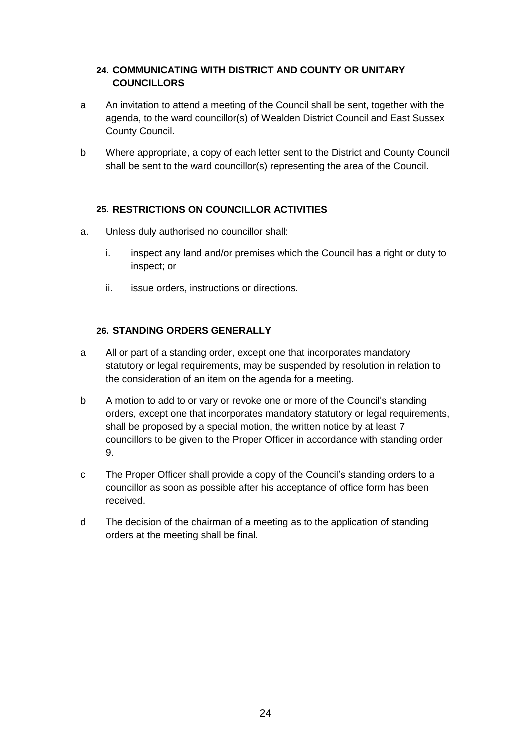## 24. COMMUNICATING WITH DISTRICT AND COUNTY OR UNITARY COUNCILLORS

a An invitation to attend a meeting of the Council shall be sent, together with the agenda, to the ward councillor(s) of Wealden District Council and East Sussex County Council.

b Where appropriate, a copy of each letter sent to the District and County Council shall be sent to the ward councillor(s) representing the area of the Council.

## 25. RESTRICTIONS ON COUNCILLOR ACTIVITIES

a. Unless duly authorised no councillor shall:

   i. inspect any land and/or premises which the Council has a right or duty to inspect; or

   ii. issue orders, instructions or directions.

## 26. STANDING ORDERS GENERALLY

a All or part of a standing order, except one that incorporates mandatory statutory or legal requirements, may be suspended by resolution in relation to the consideration of an item on the agenda for a meeting.

b A motion to add to or vary or revoke one or more of the Council's standing orders, except one that incorporates mandatory statutory or legal requirements, shall be proposed by a special motion, the written notice by at least 7 councillors to be given to the Proper Officer in accordance with standing order 9.

c The Proper Officer shall provide a copy of the Council's standing orders to a councillor as soon as possible after his acceptance of office form has been received.

d The decision of the chairman of a meeting as to the application of standing orders at the meeting shall be final.